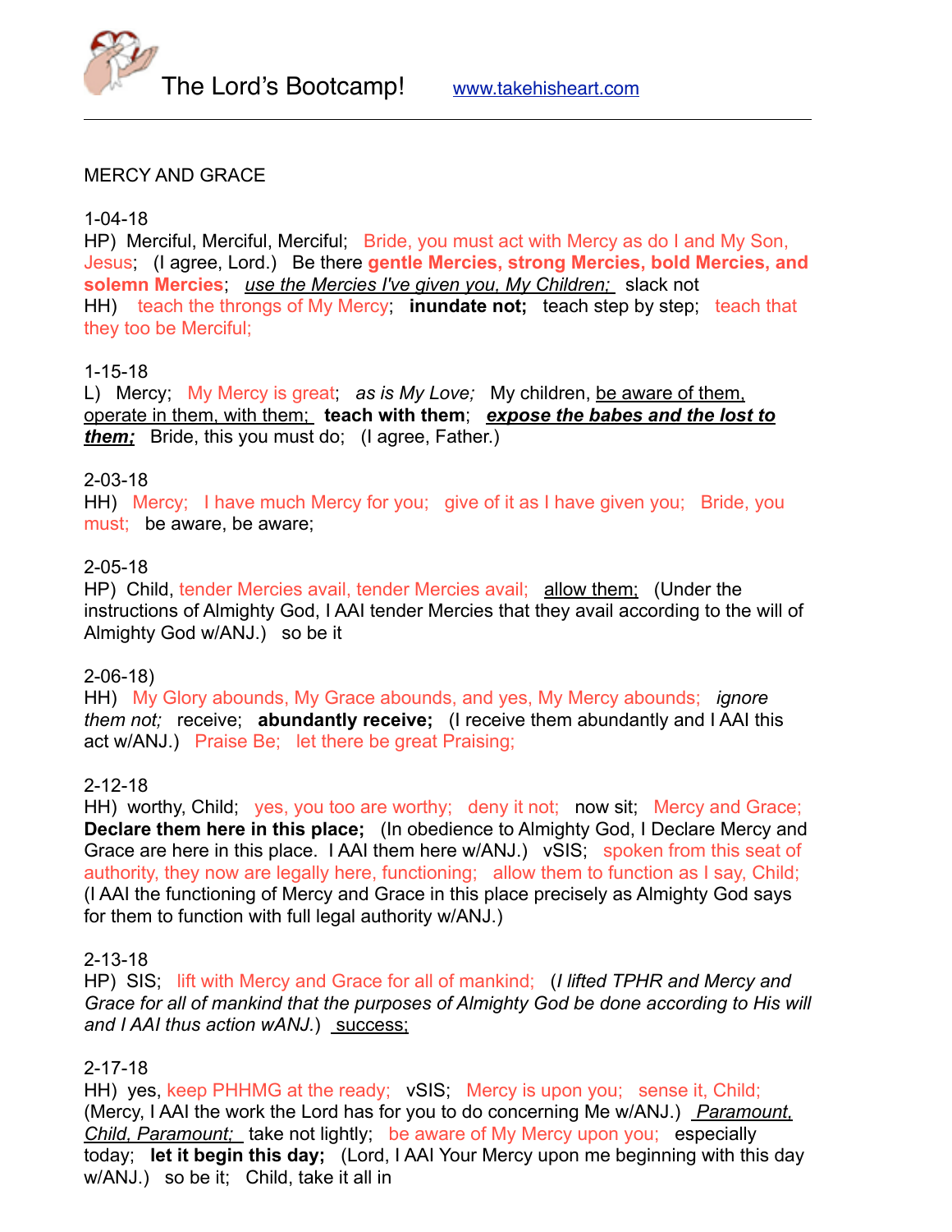The Lord's Bootcamp! www.takehisheart.com

---

MERCY AND GRACE

1-04-18
HP) Merciful, Merciful, Merciful; Bride, you must act with Mercy as do I and My Son, Jesus; (I agree, Lord.) Be there **gentle Mercies, strong Mercies, bold Mercies, and solemn Mercies**; *use the Mercies I've given you, My Children;* slack not
HH) teach the throngs of My Mercy; **inundate not;** teach step by step; teach that they too be Merciful;

1-15-18
L) Mercy; My Mercy is great; *as is My Love;* My children, be aware of them, operate in them, with them; **teach with them**; ***expose the babes and the lost to them;*** Bride, this you must do; (I agree, Father.)

2-03-18
HH) Mercy; I have much Mercy for you; give of it as I have given you; Bride, you must; be aware, be aware;

2-05-18
HP) Child, tender Mercies avail, tender Mercies avail; allow them; (Under the instructions of Almighty God, I AAI tender Mercies that they avail according to the will of Almighty God w/ANJ.) so be it

2-06-18)
HH) My Glory abounds, My Grace abounds, and yes, My Mercy abounds; *ignore them not;* receive; **abundantly receive;** (I receive them abundantly and I AAI this act w/ANJ.) Praise Be; let there be great Praising;

2-12-18
HH) worthy, Child; yes, you too are worthy; deny it not; now sit; Mercy and Grace; **Declare them here in this place;** (In obedience to Almighty God, I Declare Mercy and Grace are here in this place. I AAI them here w/ANJ.) vSIS; spoken from this seat of authority, they now are legally here, functioning; allow them to function as I say, Child; (I AAI the functioning of Mercy and Grace in this place precisely as Almighty God says for them to function with full legal authority w/ANJ.)

2-13-18
HP) SIS; lift with Mercy and Grace for all of mankind; (*I lifted TPHR and Mercy and Grace for all of mankind that the purposes of Almighty God be done according to His will and I AAI thus action wANJ.*) success;

2-17-18
HH) yes, keep PHHMG at the ready; vSIS; Mercy is upon you; sense it, Child; (Mercy, I AAI the work the Lord has for you to do concerning Me w/ANJ.) *Paramount, Child, Paramount;* take not lightly; be aware of My Mercy upon you; especially today; **let it begin this day;** (Lord, I AAI Your Mercy upon me beginning with this day w/ANJ.) so be it; Child, take it all in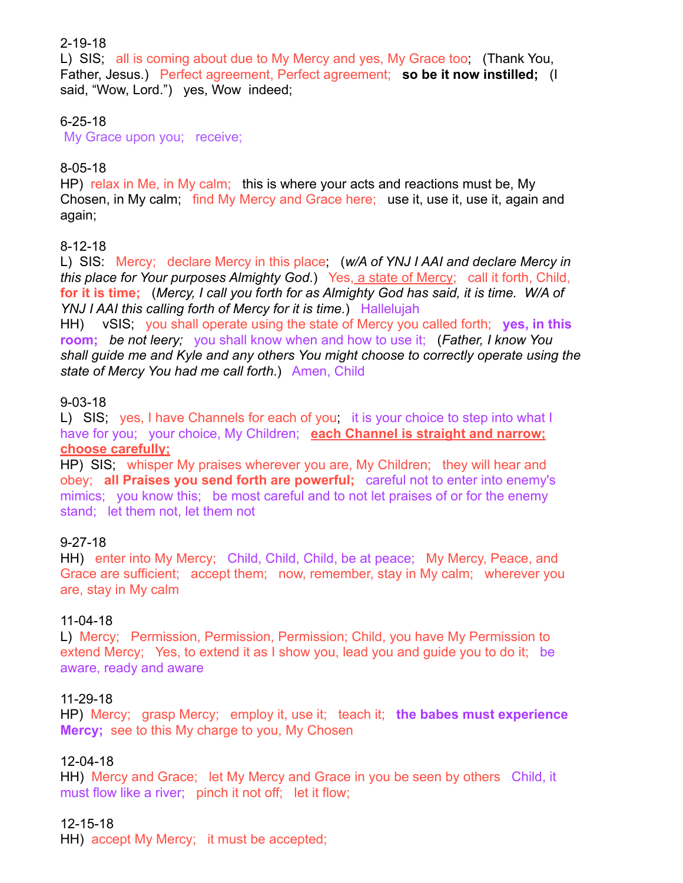2-19-18

L) SIS; all is coming about due to My Mercy and yes, My Grace too; (Thank You, Father, Jesus.) Perfect agreement, Perfect agreement; **so be it now instilled;** (I said, "Wow, Lord.") yes, Wow indeed;

6-25-18

My Grace upon you; receive;

8-05-18

HP) relax in Me, in My calm; this is where your acts and reactions must be, My Chosen, in My calm; find My Mercy and Grace here; use it, use it, use it, again and again;

8-12-18

L) SIS: Mercy; declare Mercy in this place; (*w/A of YNJ I AAI and declare Mercy in this place for Your purposes Almighty God*.) Yes, a state of Mercy; call it forth, Child, **for it is time;** (*Mercy, I call you forth for as Almighty God has said, it is time. W/A of YNJ I AAI this calling forth of Mercy for it is time.*) Hallelujah

HH) vSIS; you shall operate using the state of Mercy you called forth; **yes, in this room;** *be not leery;* you shall know when and how to use it; (*Father, I know You shall guide me and Kyle and any others You might choose to correctly operate using the state of Mercy You had me call forth*.) Amen, Child

9-03-18

L) SIS; yes, I have Channels for each of you; it is your choice to step into what I have for you; your choice, My Children; **each Channel is straight and narrow; choose carefully;**

HP) SIS; whisper My praises wherever you are, My Children; they will hear and obey; **all Praises you send forth are powerful;** careful not to enter into enemy's mimics; you know this; be most careful and to not let praises of or for the enemy stand; let them not, let them not

9-27-18

HH) enter into My Mercy; Child, Child, Child, be at peace; My Mercy, Peace, and Grace are sufficient; accept them; now, remember, stay in My calm; wherever you are, stay in My calm

11-04-18

L) Mercy; Permission, Permission, Permission; Child, you have My Permission to extend Mercy; Yes, to extend it as I show you, lead you and guide you to do it; be aware, ready and aware

11-29-18

HP) Mercy; grasp Mercy; employ it, use it; teach it; **the babes must experience Mercy;** see to this My charge to you, My Chosen

12-04-18

HH) Mercy and Grace; let My Mercy and Grace in you be seen by others Child, it must flow like a river; pinch it not off; let it flow;

12-15-18

HH) accept My Mercy; it must be accepted;